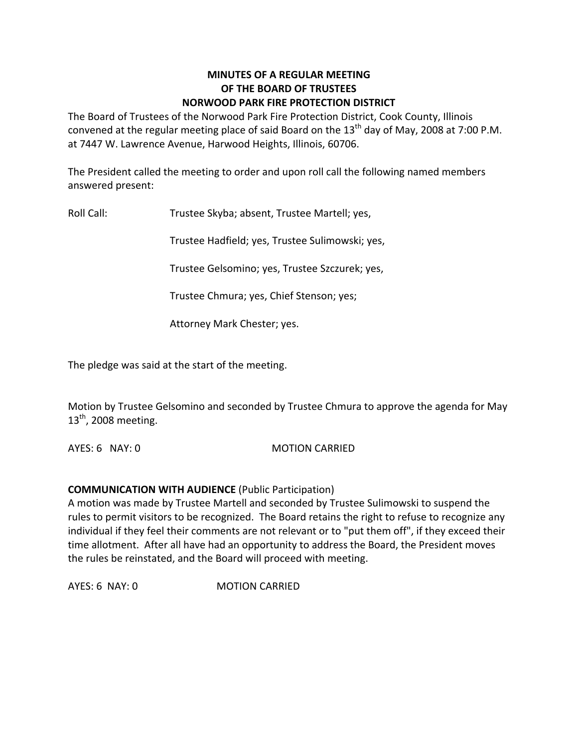**MINUTES OF A REGULAR MEETING**
**OF THE BOARD OF TRUSTEES**
**NORWOOD PARK FIRE PROTECTION DISTRICT**

The Board of Trustees of the Norwood Park Fire Protection District, Cook County, Illinois convened at the regular meeting place of said Board on the 13th day of May, 2008 at 7:00 P.M. at 7447 W. Lawrence Avenue, Harwood Heights, Illinois, 60706.

The President called the meeting to order and upon roll call the following named members answered present:

Roll Call: Trustee Skyba; absent, Trustee Martell; yes,

Trustee Hadfield; yes, Trustee Sulimowski; yes,

Trustee Gelsomino; yes, Trustee Szczurek; yes,

Trustee Chmura; yes, Chief Stenson; yes;

Attorney Mark Chester; yes.

The pledge was said at the start of the meeting.

Motion by Trustee Gelsomino and seconded by Trustee Chmura to approve the agenda for May 13th, 2008 meeting.

AYES: 6 NAY: 0 MOTION CARRIED

**COMMUNICATION WITH AUDIENCE** (Public Participation)
A motion was made by Trustee Martell and seconded by Trustee Sulimowski to suspend the rules to permit visitors to be recognized. The Board retains the right to refuse to recognize any individual if they feel their comments are not relevant or to "put them off", if they exceed their time allotment. After all have had an opportunity to address the Board, the President moves the rules be reinstated, and the Board will proceed with meeting.

AYES: 6 NAY: 0 MOTION CARRIED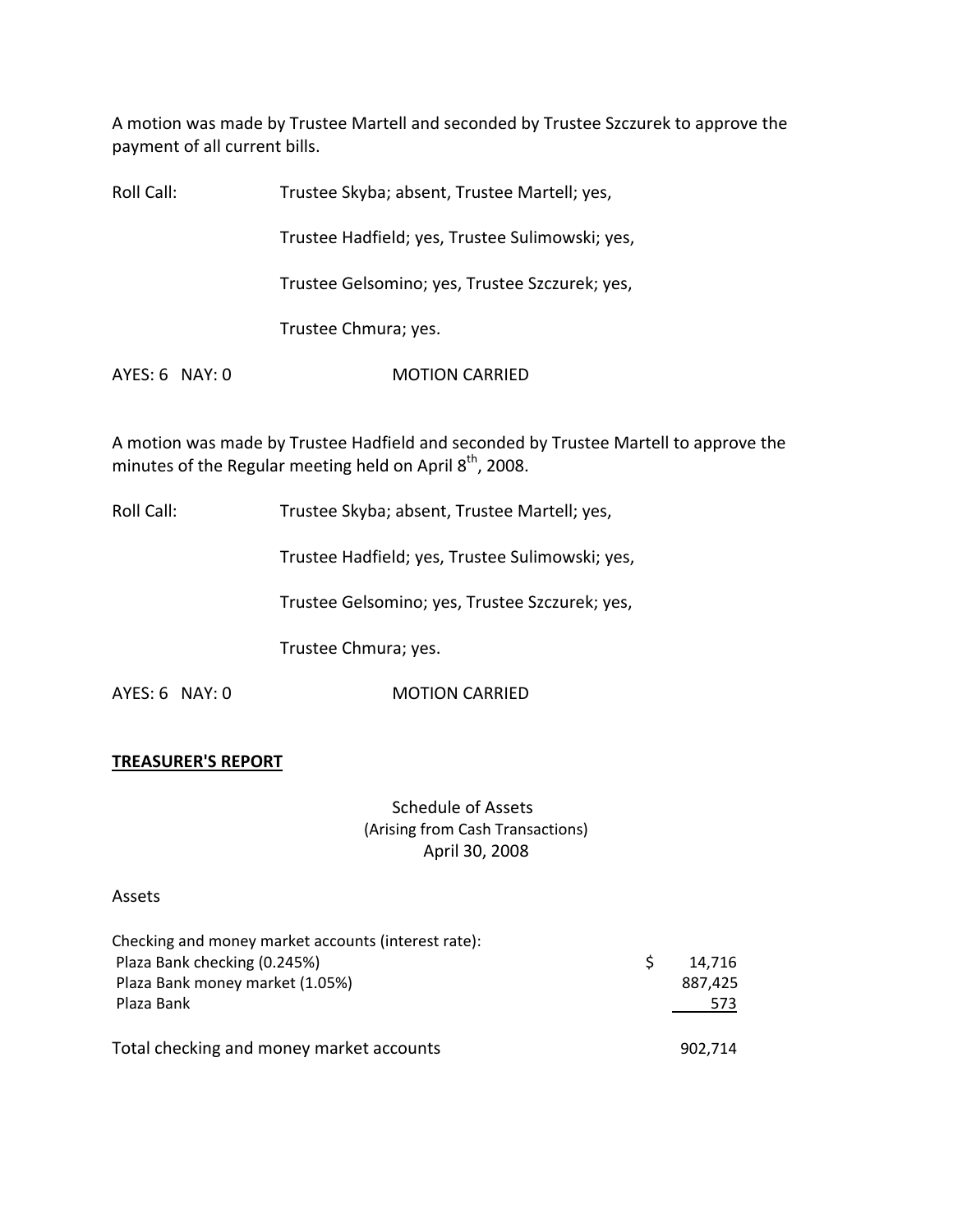A motion was made by Trustee Martell and seconded by Trustee Szczurek to approve the payment of all current bills.

Roll Call: Trustee Skyba; absent, Trustee Martell; yes,

Trustee Hadfield; yes, Trustee Sulimowski; yes,

Trustee Gelsomino; yes, Trustee Szczurek; yes,

Trustee Chmura; yes.

AYES: 6 NAY: 0 MOTION CARRIED

A motion was made by Trustee Hadfield and seconded by Trustee Martell to approve the minutes of the Regular meeting held on April 8th, 2008.

Roll Call: Trustee Skyba; absent, Trustee Martell; yes,

Trustee Hadfield; yes, Trustee Sulimowski; yes,

Trustee Gelsomino; yes, Trustee Szczurek; yes,

Trustee Chmura; yes.

AYES: 6 NAY: 0 MOTION CARRIED

**TREASURER'S REPORT**

Schedule of Assets
(Arising from Cash Transactions)
April 30, 2008

Assets

| Checking and money market accounts (interest rate): | |
|---|---|
| Plaza Bank checking (0.245%) | $ 14,716 |
| Plaza Bank money market (1.05%) | 887,425 |
| Plaza Bank | 573 |
| Total checking and money market accounts | 902,714 |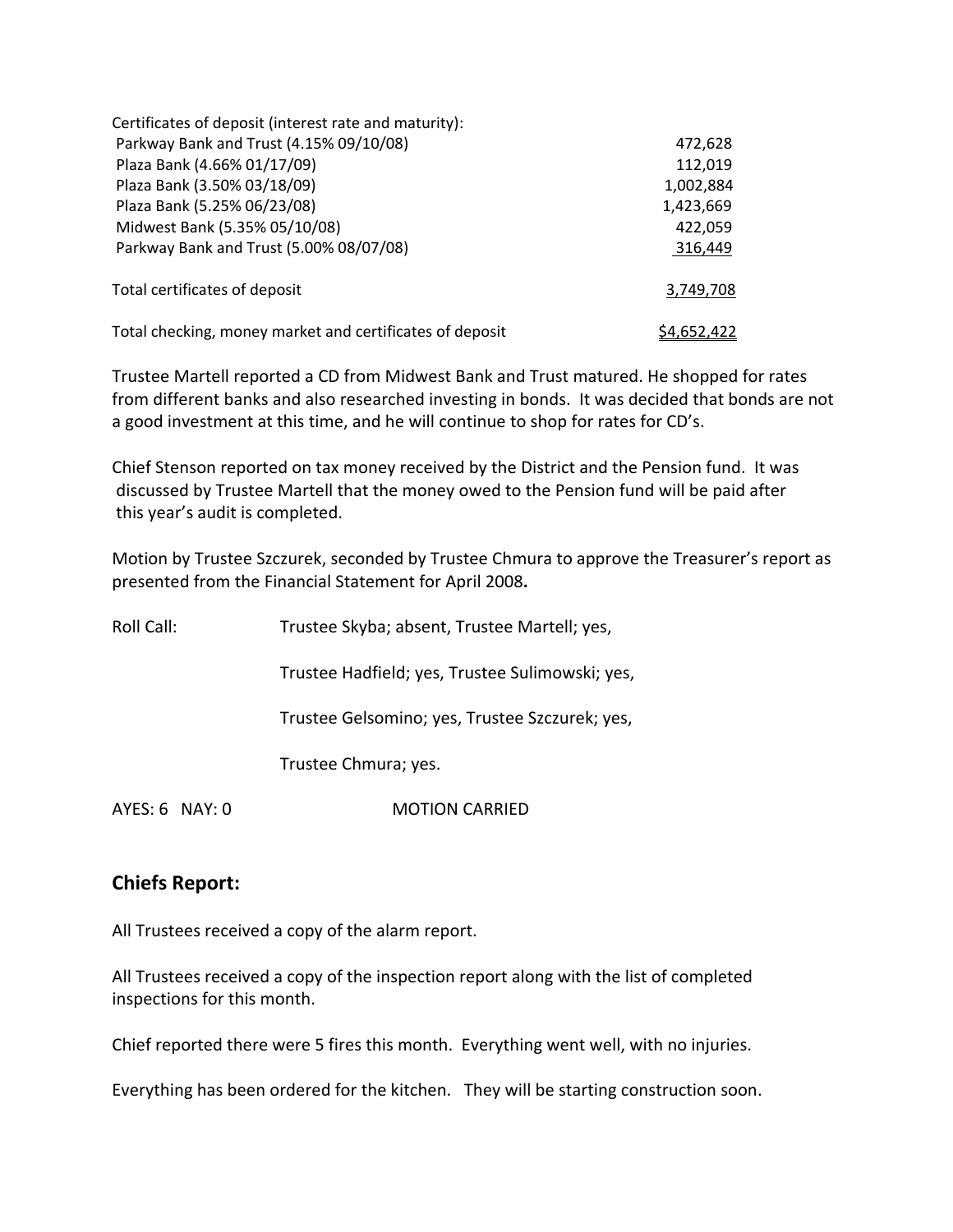| Certificates of deposit (interest rate and maturity): | |
|---|---|
| Parkway Bank and Trust (4.15% 09/10/08) | 472,628 |
| Plaza Bank (4.66% 01/17/09) | 112,019 |
| Plaza Bank (3.50% 03/18/09) | 1,002,884 |
| Plaza Bank (5.25% 06/23/08) | 1,423,669 |
| Midwest Bank (5.35% 05/10/08) | 422,059 |
| Parkway Bank and Trust (5.00% 08/07/08) | 316,449 |
| Total certificates of deposit | 3,749,708 |
| Total checking, money market and certificates of deposit | $4,652,422 |

Trustee Martell reported a CD from Midwest Bank and Trust matured. He shopped for rates from different banks and also researched investing in bonds. It was decided that bonds are not a good investment at this time, and he will continue to shop for rates for CD's.

Chief Stenson reported on tax money received by the District and the Pension fund. It was discussed by Trustee Martell that the money owed to the Pension fund will be paid after this year's audit is completed.

Motion by Trustee Szczurek, seconded by Trustee Chmura to approve the Treasurer's report as presented from the Financial Statement for April 2008**.**

Roll Call: Trustee Skyba; absent, Trustee Martell; yes,

Trustee Hadfield; yes, Trustee Sulimowski; yes,

Trustee Gelsomino; yes, Trustee Szczurek; yes,

Trustee Chmura; yes.

AYES: 6 NAY: 0 MOTION CARRIED

## Chiefs Report:

All Trustees received a copy of the alarm report.

All Trustees received a copy of the inspection report along with the list of completed inspections for this month.

Chief reported there were 5 fires this month. Everything went well, with no injuries.

Everything has been ordered for the kitchen. They will be starting construction soon.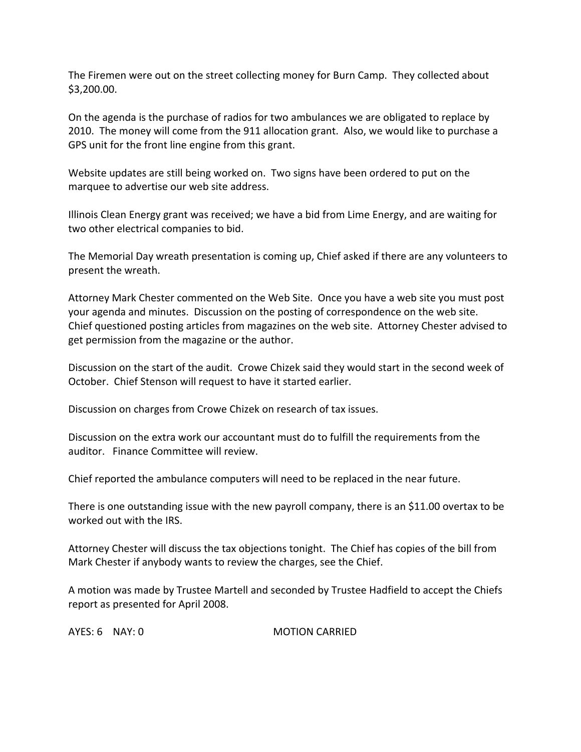The Firemen were out on the street collecting money for Burn Camp. They collected about $3,200.00.

On the agenda is the purchase of radios for two ambulances we are obligated to replace by 2010. The money will come from the 911 allocation grant. Also, we would like to purchase a GPS unit for the front line engine from this grant.

Website updates are still being worked on. Two signs have been ordered to put on the marquee to advertise our web site address.

Illinois Clean Energy grant was received; we have a bid from Lime Energy, and are waiting for two other electrical companies to bid.

The Memorial Day wreath presentation is coming up, Chief asked if there are any volunteers to present the wreath.

Attorney Mark Chester commented on the Web Site. Once you have a web site you must post your agenda and minutes. Discussion on the posting of correspondence on the web site. Chief questioned posting articles from magazines on the web site. Attorney Chester advised to get permission from the magazine or the author.

Discussion on the start of the audit. Crowe Chizek said they would start in the second week of October. Chief Stenson will request to have it started earlier.

Discussion on charges from Crowe Chizek on research of tax issues.

Discussion on the extra work our accountant must do to fulfill the requirements from the auditor. Finance Committee will review.

Chief reported the ambulance computers will need to be replaced in the near future.

There is one outstanding issue with the new payroll company, there is an $11.00 overtax to be worked out with the IRS.

Attorney Chester will discuss the tax objections tonight. The Chief has copies of the bill from Mark Chester if anybody wants to review the charges, see the Chief.

A motion was made by Trustee Martell and seconded by Trustee Hadfield to accept the Chiefs report as presented for April 2008.

AYES: 6 NAY: 0 MOTION CARRIED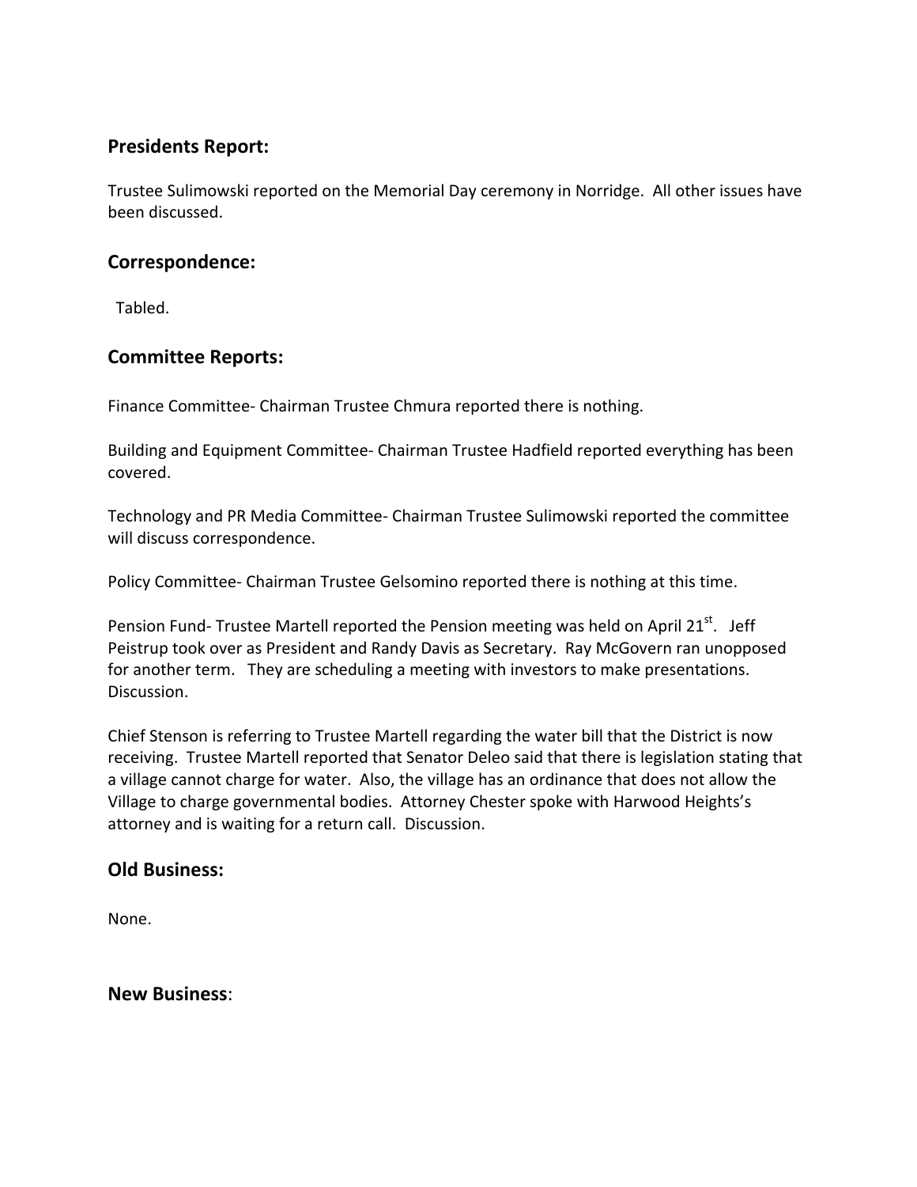## Presidents Report:

Trustee Sulimowski reported on the Memorial Day ceremony in Norridge. All other issues have been discussed.

## Correspondence:

Tabled.

## Committee Reports:

Finance Committee- Chairman Trustee Chmura reported there is nothing.

Building and Equipment Committee- Chairman Trustee Hadfield reported everything has been covered.

Technology and PR Media Committee- Chairman Trustee Sulimowski reported the committee will discuss correspondence.

Policy Committee- Chairman Trustee Gelsomino reported there is nothing at this time.

Pension Fund- Trustee Martell reported the Pension meeting was held on April 21st. Jeff Peistrup took over as President and Randy Davis as Secretary. Ray McGovern ran unopposed for another term. They are scheduling a meeting with investors to make presentations. Discussion.

Chief Stenson is referring to Trustee Martell regarding the water bill that the District is now receiving. Trustee Martell reported that Senator Deleo said that there is legislation stating that a village cannot charge for water. Also, the village has an ordinance that does not allow the Village to charge governmental bodies. Attorney Chester spoke with Harwood Heights's attorney and is waiting for a return call. Discussion.

## Old Business:

None.

## New Business: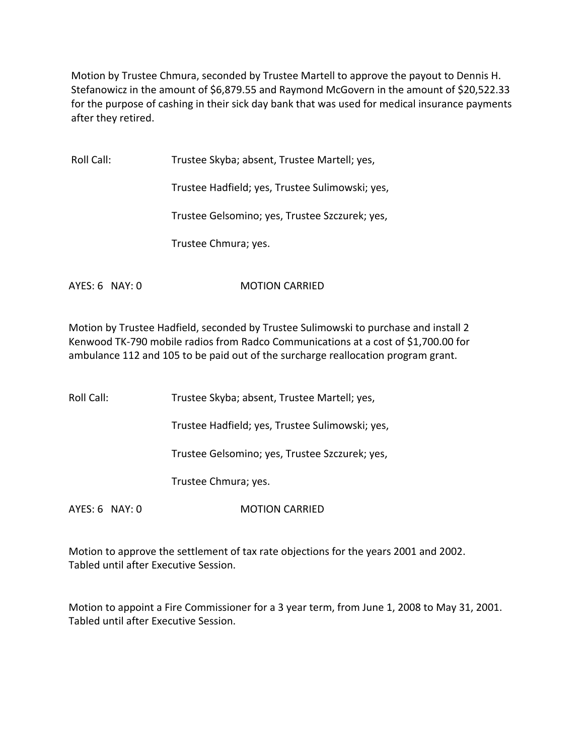Motion by Trustee Chmura, seconded by Trustee Martell to approve the payout to Dennis H. Stefanowicz in the amount of $6,879.55 and Raymond McGovern in the amount of $20,522.33 for the purpose of cashing in their sick day bank that was used for medical insurance payments after they retired.

Roll Call: Trustee Skyba; absent, Trustee Martell; yes,

Trustee Hadfield; yes, Trustee Sulimowski; yes,

Trustee Gelsomino; yes, Trustee Szczurek; yes,

Trustee Chmura; yes.

AYES: 6 NAY: 0 MOTION CARRIED

Motion by Trustee Hadfield, seconded by Trustee Sulimowski to purchase and install 2 Kenwood TK-790 mobile radios from Radco Communications at a cost of $1,700.00 for ambulance 112 and 105 to be paid out of the surcharge reallocation program grant.

Roll Call: Trustee Skyba; absent, Trustee Martell; yes,

Trustee Hadfield; yes, Trustee Sulimowski; yes,

Trustee Gelsomino; yes, Trustee Szczurek; yes,

Trustee Chmura; yes.

AYES: 6 NAY: 0 MOTION CARRIED

Motion to approve the settlement of tax rate objections for the years 2001 and 2002. Tabled until after Executive Session.

Motion to appoint a Fire Commissioner for a 3 year term, from June 1, 2008 to May 31, 2001. Tabled until after Executive Session.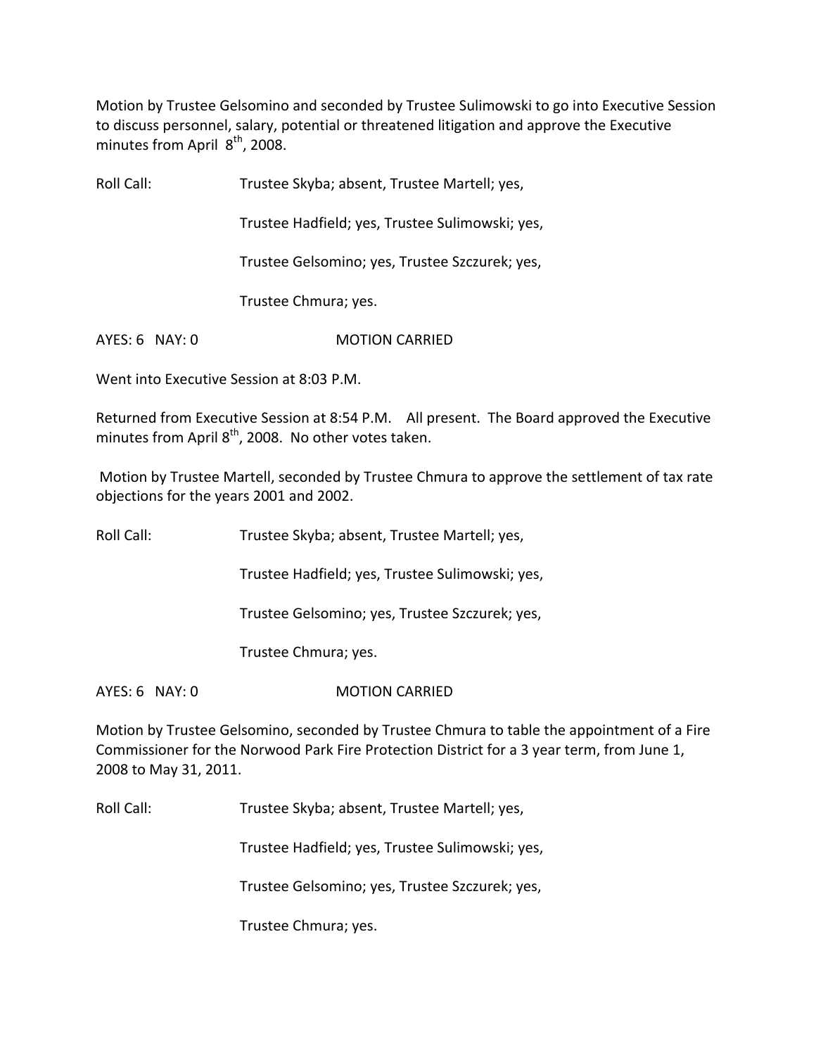Motion by Trustee Gelsomino and seconded by Trustee Sulimowski to go into Executive Session to discuss personnel, salary, potential or threatened litigation and approve the Executive minutes from April 8th, 2008.

Roll Call: Trustee Skyba; absent, Trustee Martell; yes,

Trustee Hadfield; yes, Trustee Sulimowski; yes,

Trustee Gelsomino; yes, Trustee Szczurek; yes,

Trustee Chmura; yes.

AYES: 6 NAY: 0 MOTION CARRIED

Went into Executive Session at 8:03 P.M.

Returned from Executive Session at 8:54 P.M. All present. The Board approved the Executive minutes from April 8th, 2008. No other votes taken.

Motion by Trustee Martell, seconded by Trustee Chmura to approve the settlement of tax rate objections for the years 2001 and 2002.

Roll Call: Trustee Skyba; absent, Trustee Martell; yes,

Trustee Hadfield; yes, Trustee Sulimowski; yes,

Trustee Gelsomino; yes, Trustee Szczurek; yes,

Trustee Chmura; yes.

AYES: 6 NAY: 0 MOTION CARRIED

Motion by Trustee Gelsomino, seconded by Trustee Chmura to table the appointment of a Fire Commissioner for the Norwood Park Fire Protection District for a 3 year term, from June 1, 2008 to May 31, 2011.

Roll Call: Trustee Skyba; absent, Trustee Martell; yes,

Trustee Hadfield; yes, Trustee Sulimowski; yes,

Trustee Gelsomino; yes, Trustee Szczurek; yes,

Trustee Chmura; yes.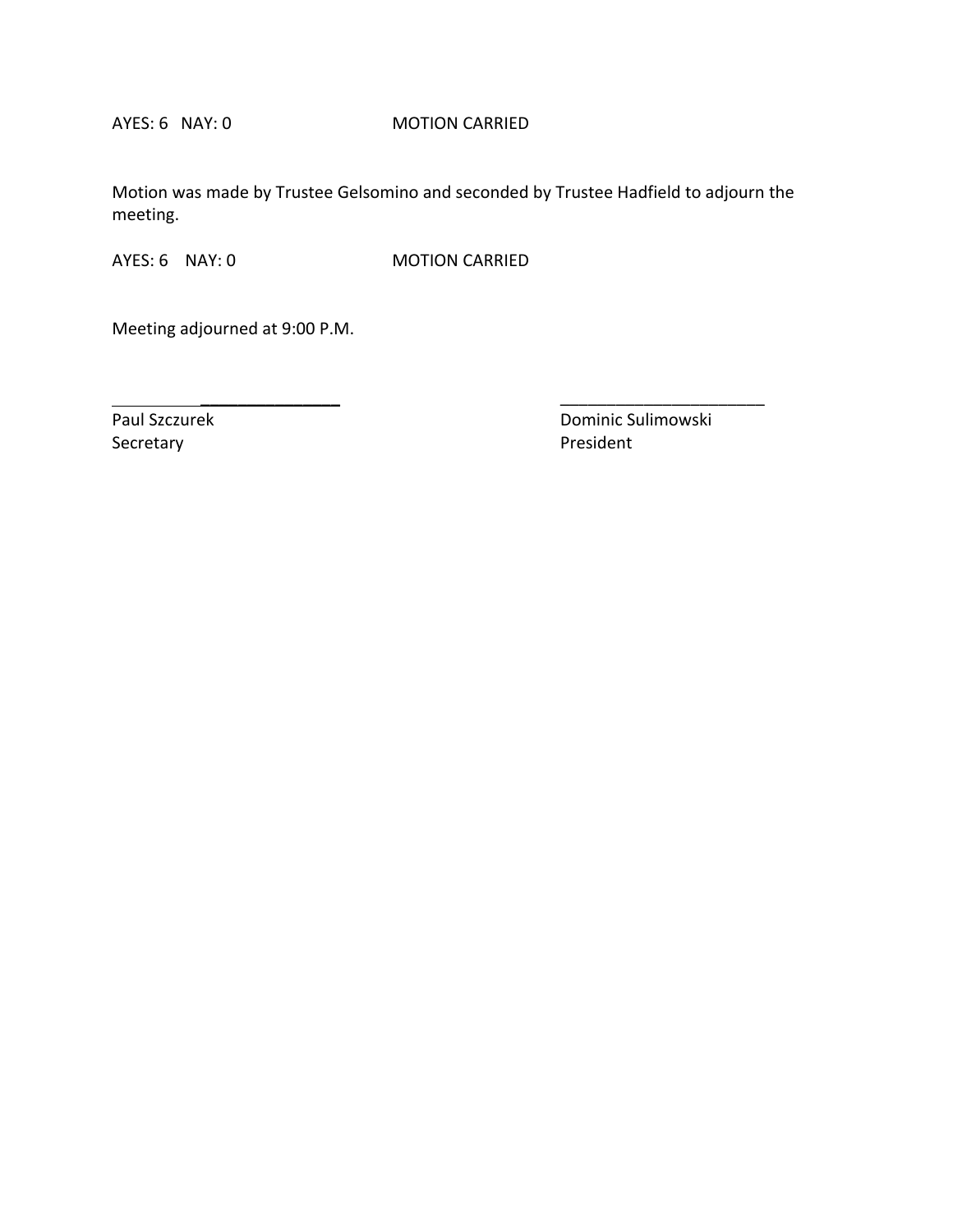AYES: 6 NAY: 0 MOTION CARRIED

Motion was made by Trustee Gelsomino and seconded by Trustee Hadfield to adjourn the meeting.

AYES: 6 NAY: 0 MOTION CARRIED

Meeting adjourned at 9:00 P.M.

\_\_\_\_\_\_\_\_\_\_\_\_\_\_\_\_\_\_\_\_\_\_\_\_ \_\_\_\_\_\_\_\_\_\_\_\_\_\_\_\_\_\_\_\_\_\_\_\_

Paul Szczurek
Secretary

Dominic Sulimowski
President